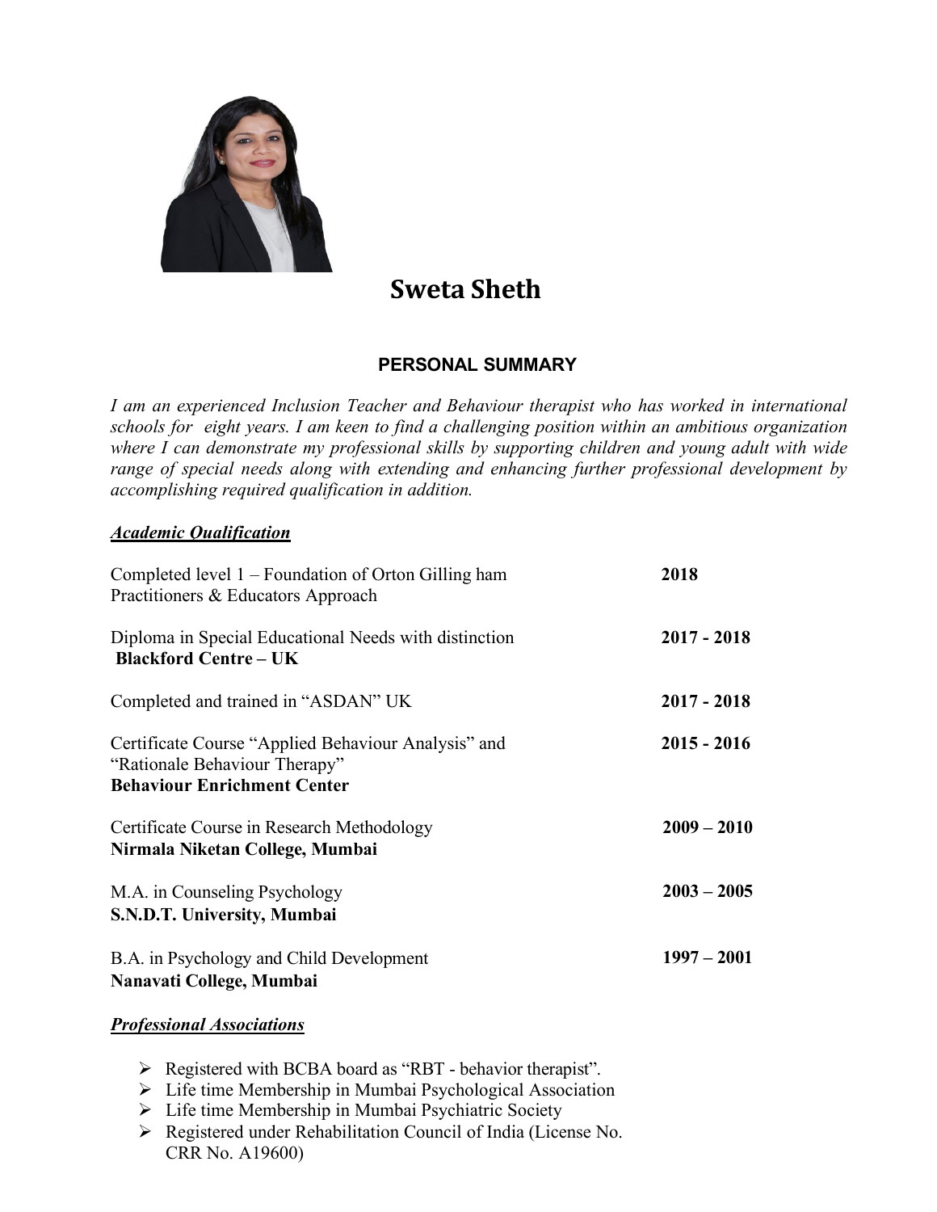# Sweta Sheth

## PERSONAL SUMMARY

*I am an experienced Inclusion Teacher and Behaviour therapist who has worked in international schools for eight years. I am keen to find a challenging position within an ambitious organization where I can demonstrate my professional skills by supporting children and young adult with wide range of special needs along with extending and enhancing further professional development by accomplishing required qualification in addition.*

### ***Academic Qualification***

| | |
|---|---|
| Completed level 1 – Foundation of Orton Gilling ham Practitioners & Educators Approach | **2018** |
| Diploma in Special Educational Needs with distinction **Blackford Centre – UK** | **2017 - 2018** |
| Completed and trained in "ASDAN" UK | **2017 - 2018** |
| Certificate Course "Applied Behaviour Analysis" and "Rationale Behaviour Therapy" **Behaviour Enrichment Center** | **2015 - 2016** |
| Certificate Course in Research Methodology **Nirmala Niketan College, Mumbai** | **2009 – 2010** |
| M.A. in Counseling Psychology **S.N.D.T. University, Mumbai** | **2003 – 2005** |
| B.A. in Psychology and Child Development **Nanavati College, Mumbai** | **1997 – 2001** |

### ***Professional Associations***

- Registered with BCBA board as "RBT - behavior therapist".
- Life time Membership in Mumbai Psychological Association
- Life time Membership in Mumbai Psychiatric Society
- Registered under Rehabilitation Council of India (License No. CRR No. A19600)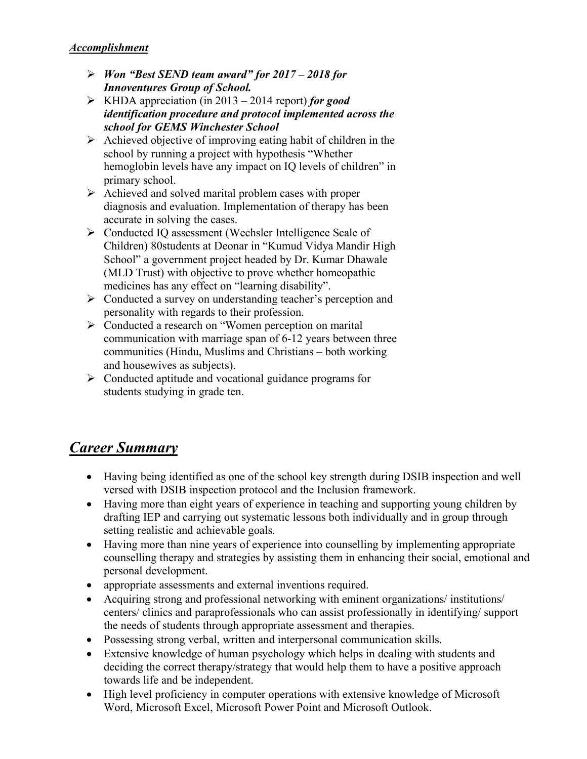***Accomplishment***

- ***Won "Best SEND team award" for 2017 – 2018 for Innoventures Group of School.***
- KHDA appreciation (in 2013 – 2014 report) ***for good identification procedure and protocol implemented across the school for GEMS Winchester School***
- Achieved objective of improving eating habit of children in the school by running a project with hypothesis "Whether hemoglobin levels have any impact on IQ levels of children" in primary school.
- Achieved and solved marital problem cases with proper diagnosis and evaluation. Implementation of therapy has been accurate in solving the cases.
- Conducted IQ assessment (Wechsler Intelligence Scale of Children) 80students at Deonar in "Kumud Vidya Mandir High School" a government project headed by Dr. Kumar Dhawale (MLD Trust) with objective to prove whether homeopathic medicines has any effect on "learning disability".
- Conducted a survey on understanding teacher's perception and personality with regards to their profession.
- Conducted a research on "Women perception on marital communication with marriage span of 6-12 years between three communities (Hindu, Muslims and Christians – both working and housewives as subjects).
- Conducted aptitude and vocational guidance programs for students studying in grade ten.

## ***Career Summary***

- Having being identified as one of the school key strength during DSIB inspection and well versed with DSIB inspection protocol and the Inclusion framework.
- Having more than eight years of experience in teaching and supporting young children by drafting IEP and carrying out systematic lessons both individually and in group through setting realistic and achievable goals.
- Having more than nine years of experience into counselling by implementing appropriate counselling therapy and strategies by assisting them in enhancing their social, emotional and personal development.
- appropriate assessments and external inventions required.
- Acquiring strong and professional networking with eminent organizations/ institutions/ centers/ clinics and paraprofessionals who can assist professionally in identifying/ support the needs of students through appropriate assessment and therapies.
- Possessing strong verbal, written and interpersonal communication skills.
- Extensive knowledge of human psychology which helps in dealing with students and deciding the correct therapy/strategy that would help them to have a positive approach towards life and be independent.
- High level proficiency in computer operations with extensive knowledge of Microsoft Word, Microsoft Excel, Microsoft Power Point and Microsoft Outlook.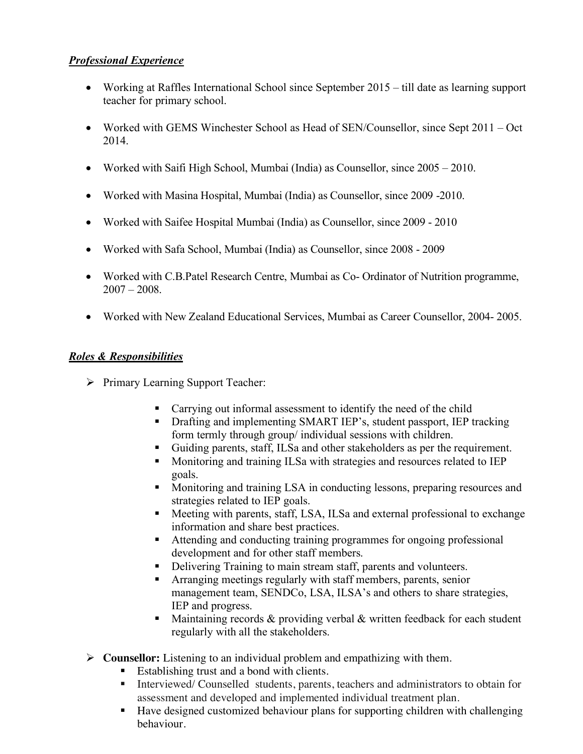***Professional Experience***

- Working at Raffles International School since September 2015 – till date as learning support teacher for primary school.
- Worked with GEMS Winchester School as Head of SEN/Counsellor, since Sept 2011 – Oct 2014.
- Worked with Saifi High School, Mumbai (India) as Counsellor, since 2005 – 2010.
- Worked with Masina Hospital, Mumbai (India) as Counsellor, since 2009 -2010.
- Worked with Saifee Hospital Mumbai (India) as Counsellor, since 2009 - 2010
- Worked with Safa School, Mumbai (India) as Counsellor, since 2008 - 2009
- Worked with C.B.Patel Research Centre, Mumbai as Co- Ordinator of Nutrition programme, 2007 – 2008.
- Worked with New Zealand Educational Services, Mumbai as Career Counsellor, 2004- 2005.

***Roles & Responsibilities***

- Primary Learning Support Teacher:
  - Carrying out informal assessment to identify the need of the child
  - Drafting and implementing SMART IEP's, student passport, IEP tracking form termly through group/ individual sessions with children.
  - Guiding parents, staff, ILSa and other stakeholders as per the requirement.
  - Monitoring and training ILSa with strategies and resources related to IEP goals.
  - Monitoring and training LSA in conducting lessons, preparing resources and strategies related to IEP goals.
  - Meeting with parents, staff, LSA, ILSa and external professional to exchange information and share best practices.
  - Attending and conducting training programmes for ongoing professional development and for other staff members.
  - Delivering Training to main stream staff, parents and volunteers.
  - Arranging meetings regularly with staff members, parents, senior management team, SENDCo, LSA, ILSA's and others to share strategies, IEP and progress.
  - Maintaining records & providing verbal & written feedback for each student regularly with all the stakeholders.
- **Counsellor:** Listening to an individual problem and empathizing with them.
  - Establishing trust and a bond with clients.
  - Interviewed/ Counselled students, parents, teachers and administrators to obtain for assessment and developed and implemented individual treatment plan.
  - Have designed customized behaviour plans for supporting children with challenging behaviour.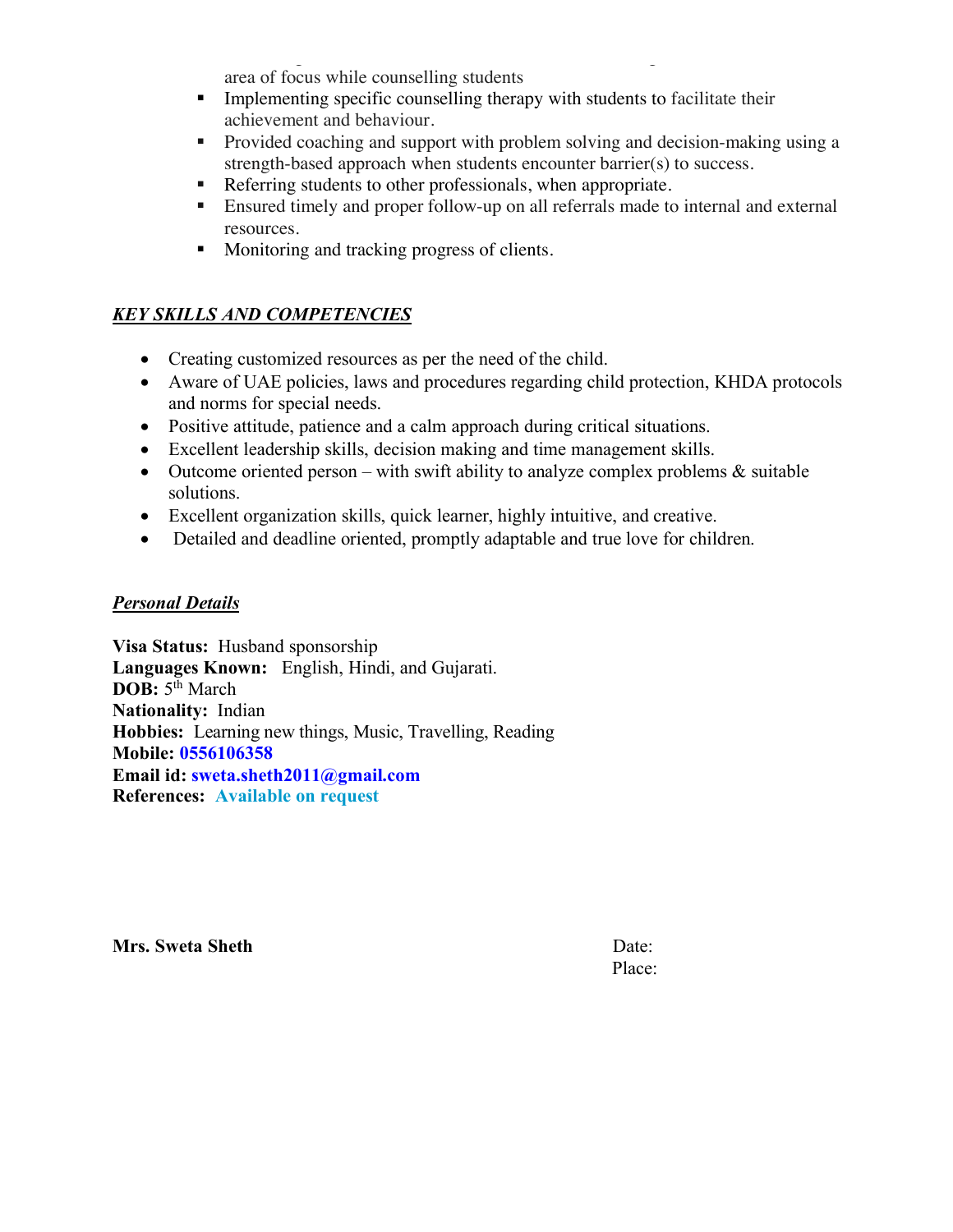area of focus while counselling students

- Implementing specific counselling therapy with students to facilitate their achievement and behaviour.
- Provided coaching and support with problem solving and decision-making using a strength-based approach when students encounter barrier(s) to success.
- Referring students to other professionals, when appropriate.
- Ensured timely and proper follow-up on all referrals made to internal and external resources.
- Monitoring and tracking progress of clients.

## ***KEY SKILLS AND COMPETENCIES***

- Creating customized resources as per the need of the child.
- Aware of UAE policies, laws and procedures regarding child protection, KHDA protocols and norms for special needs.
- Positive attitude, patience and a calm approach during critical situations.
- Excellent leadership skills, decision making and time management skills.
- Outcome oriented person – with swift ability to analyze complex problems & suitable solutions.
- Excellent organization skills, quick learner, highly intuitive, and creative.
- Detailed and deadline oriented, promptly adaptable and true love for children.

## ***Personal Details***

**Visa Status:** Husband sponsorship
**Languages Known:** English, Hindi, and Gujarati.
**DOB:** 5th March
**Nationality:** Indian
**Hobbies:** Learning new things, Music, Travelling, Reading
**Mobile:** **0556106358**
**Email id:** **sweta.sheth2011@gmail.com**
**References:** **Available on request**

**Mrs. Sweta Sheth**

Date:
Place: